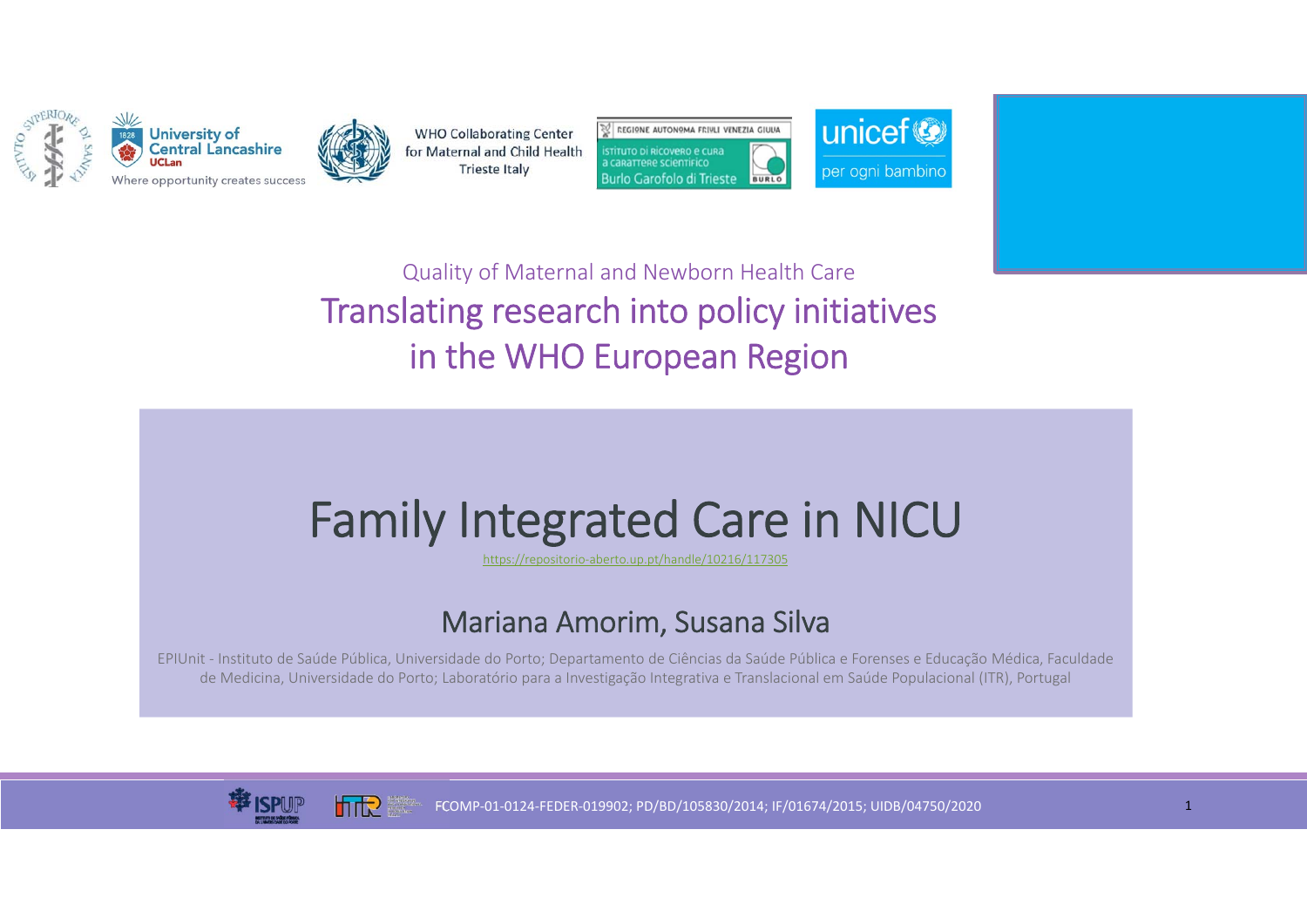University of Central Lancashire
UCLan
Where opportunity creates success

WHO Collaborating Center for Maternal and Child Health Trieste Italy

REGIONE AUTONOMA FRIULI VENEZIA GIULIA
Istituto di ricovero e cura a carattere scientifico Burlo Garofolo di Trieste

unicef per ogni bambino

Quality of Maternal and Newborn Health Care

## Translating research into policy initiatives in the WHO European Region

# Family Integrated Care in NICU

https://repositorio-aberto.up.pt/handle/10216/117305

### Mariana Amorim, Susana Silva

EPIUnit - Instituto de Saúde Pública, Universidade do Porto; Departamento de Ciências da Saúde Pública e Forenses e Educação Médica, Faculdade de Medicina, Universidade do Porto; Laboratório para a Investigação Integrativa e Translacional em Saúde Populacional (ITR), Portugal

ISPUP

FCOMP-01-0124-FEDER-019902; PD/BD/105830/2014; IF/01674/2015; UIDB/04750/2020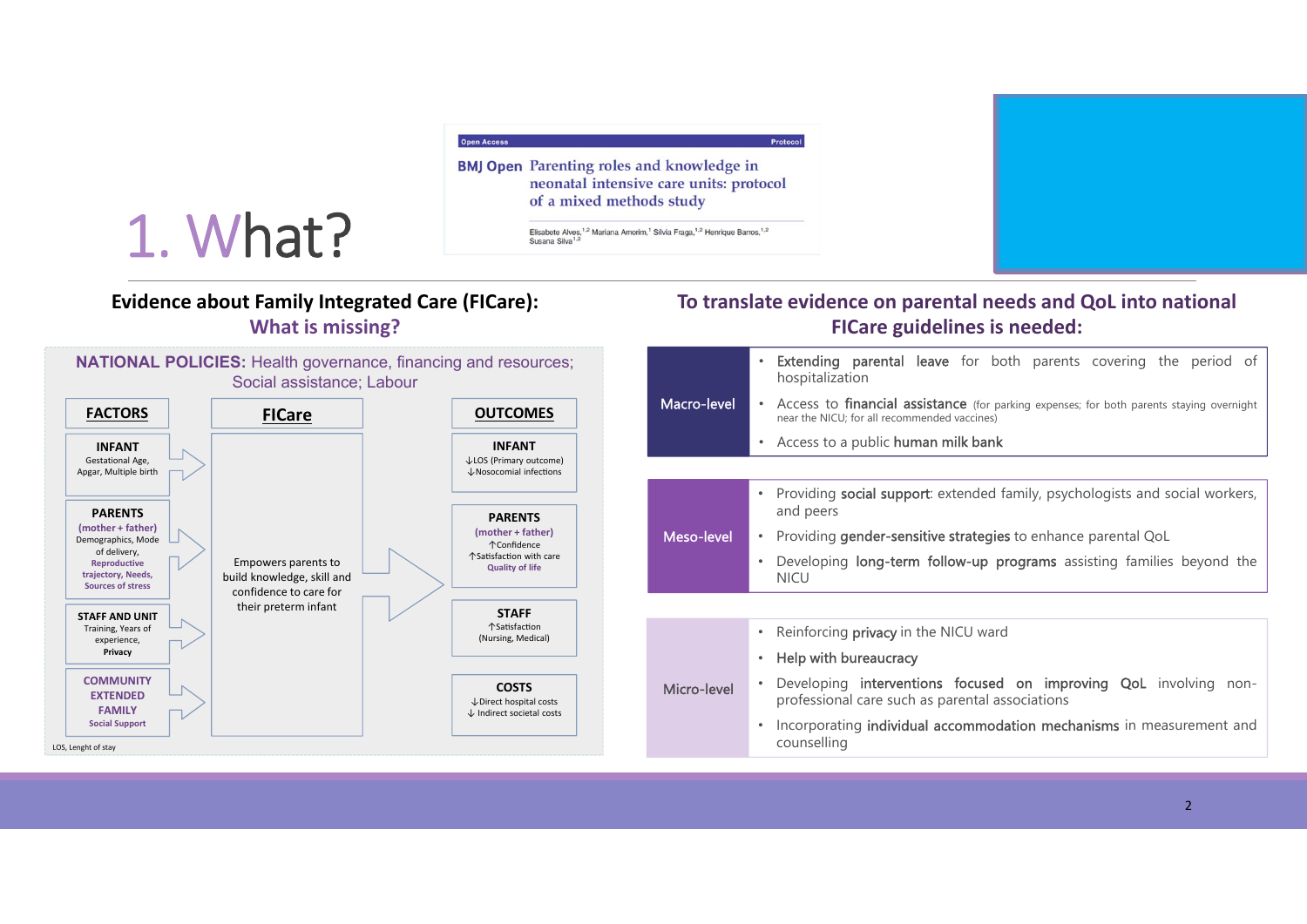# 1. What?

Open Access — Protocol

**BMJ Open** Parenting roles and knowledge in neonatal intensive care units: protocol of a mixed methods study

Elisabete Alves,[1,2] Mariana Amorim,[1] Sílvia Fraga,[1,2] Henrique Barros,[1,2] Susana Silva[1,2]

## Evidence about Family Integrated Care (FICare): What is missing?

**NATIONAL POLICIES:** Health governance, financing and resources; Social assistance; Labour

| FACTORS | FICare | OUTCOMES |
|---|---|---|
| **INFANT** Gestational Age, Apgar, Multiple birth | Empowers parents to build knowledge, skill and confidence to care for their preterm infant | **INFANT** ↓LOS (Primary outcome) ↓Nosocomial infections |
| **PARENTS** (mother + father) Demographics, Mode of delivery, Reproductive trajectory, Needs, Sources of stress | | **PARENTS** (mother + father) ↑Confidence ↑Satisfaction with care Quality of life |
| **STAFF AND UNIT** Training, Years of experience, Privacy | | **STAFF** ↑Satisfaction (Nursing, Medical) |
| **COMMUNITY EXTENDED FAMILY** Social Support | | **COSTS** ↓Direct hospital costs ↓ Indirect societal costs |

LOS, Lenght of stay

## To translate evidence on parental needs and QoL into national FICare guidelines is needed:

**Macro-level**

- **Extending parental leave** for both parents covering the period of hospitalization
- Access to **financial assistance** (for parking expenses; for both parents staying overnight near the NICU; for all recommended vaccines)
- Access to a public **human milk bank**

**Meso-level**

- Providing **social support**: extended family, psychologists and social workers, and peers
- Providing **gender-sensitive strategies** to enhance parental QoL
- Developing **long-term follow-up programs** assisting families beyond the NICU

**Micro-level**

- Reinforcing **privacy** in the NICU ward
- **Help with bureaucracy**
- Developing **interventions focused on improving QoL** involving non-professional care such as parental associations
- Incorporating **individual accommodation mechanisms** in measurement and counselling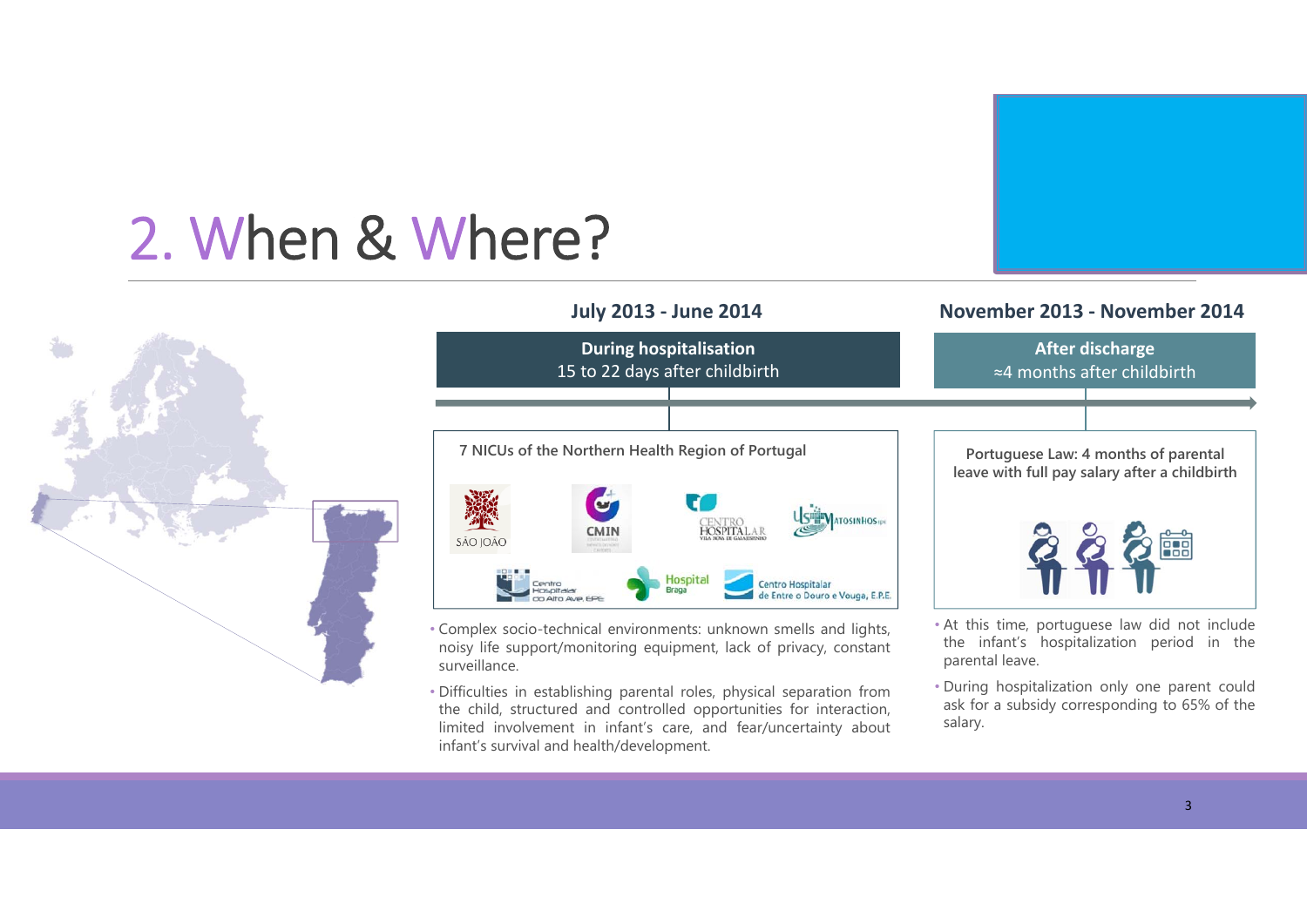# 2. When & Where?

### July 2013 - June 2014

**During hospitalisation**
15 to 22 days after childbirth

**7 NICUs of the Northern Health Region of Portugal**

São João, CMIN, Centro Hospitalar Vila Nova de Gaia/Espinho, ULS Matosinhos, Centro Hospitalar do Alto Ave, EPE, Hospital Braga, Centro Hospitalar de Entre o Douro e Vouga, E.P.E.

- Complex socio-technical environments: unknown smells and lights, noisy life support/monitoring equipment, lack of privacy, constant surveillance.
- Difficulties in establishing parental roles, physical separation from the child, structured and controlled opportunities for interaction, limited involvement in infant's care, and fear/uncertainty about infant's survival and health/development.

### November 2013 - November 2014

**After discharge**
≈4 months after childbirth

**Portuguese Law: 4 months of parental leave with full pay salary after a childbirth**

- At this time, portuguese law did not include the infant's hospitalization period in the parental leave.
- During hospitalization only one parent could ask for a subsidy corresponding to 65% of the salary.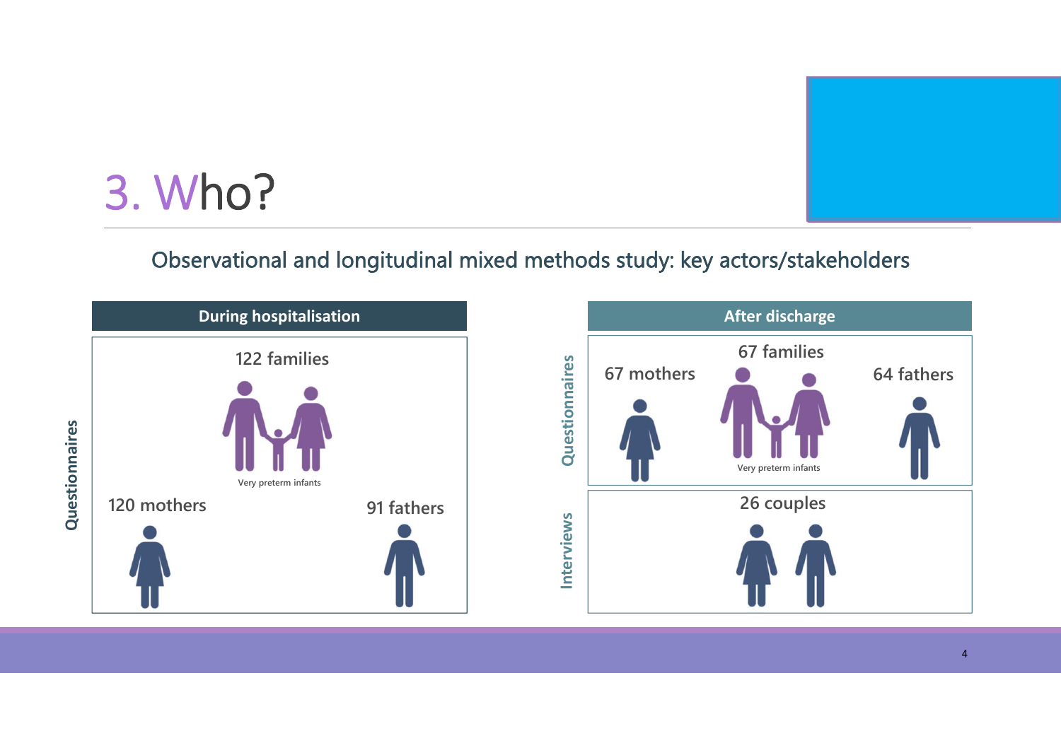# 3. Who?

Observational and longitudinal mixed methods study: key actors/stakeholders

**During hospitalisation**

*Questionnaires*

122 families

Very preterm infants

120 mothers

91 fathers

**After discharge**

*Questionnaires*

67 families

67 mothers

64 fathers

Very preterm infants

*Interviews*

26 couples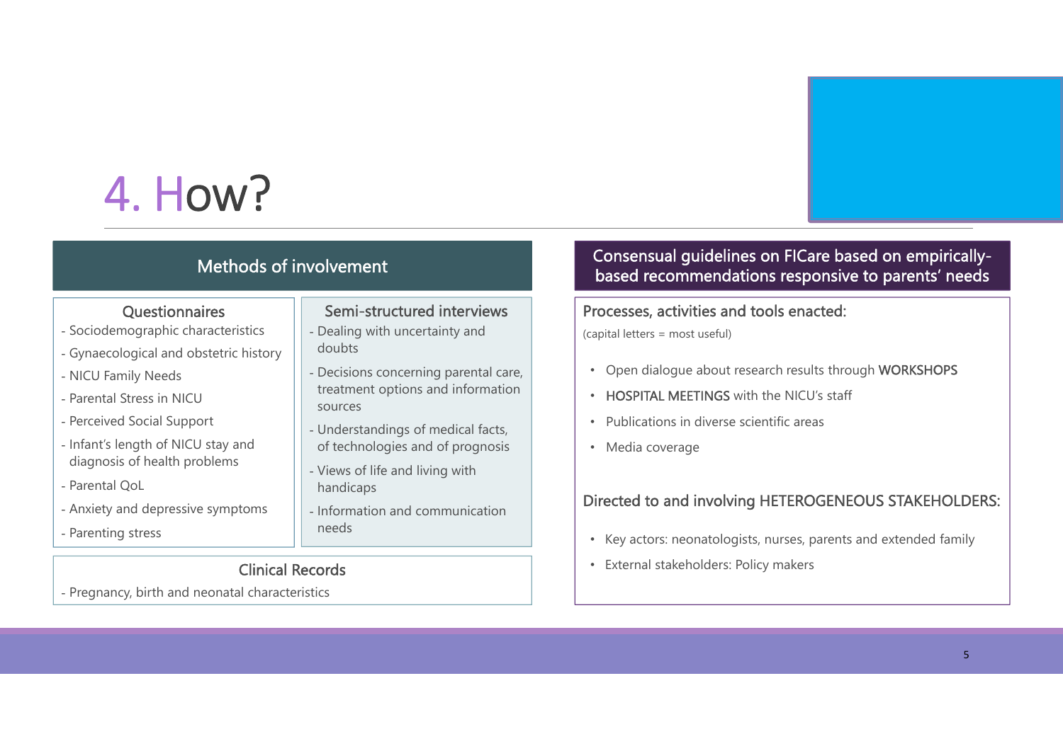# 4. How?

## Methods of involvement

### Questionnaires

- Sociodemographic characteristics
- Gynaecological and obstetric history
- NICU Family Needs
- Parental Stress in NICU
- Perceived Social Support
- Infant's length of NICU stay and diagnosis of health problems
- Parental QoL
- Anxiety and depressive symptoms
- Parenting stress

### Semi-structured interviews

- Dealing with uncertainty and doubts
- Decisions concerning parental care, treatment options and information sources
- Understandings of medical facts, of technologies and of prognosis
- Views of life and living with handicaps
- Information and communication needs

### Clinical Records

- Pregnancy, birth and neonatal characteristics

## Consensual guidelines on FICare based on empirically-based recommendations responsive to parents' needs

### Processes, activities and tools enacted:

(capital letters = most useful)

- Open dialogue about research results through WORKSHOPS
- HOSPITAL MEETINGS with the NICU's staff
- Publications in diverse scientific areas
- Media coverage

### Directed to and involving HETEROGENEOUS STAKEHOLDERS:

- Key actors: neonatologists, nurses, parents and extended family
- External stakeholders: Policy makers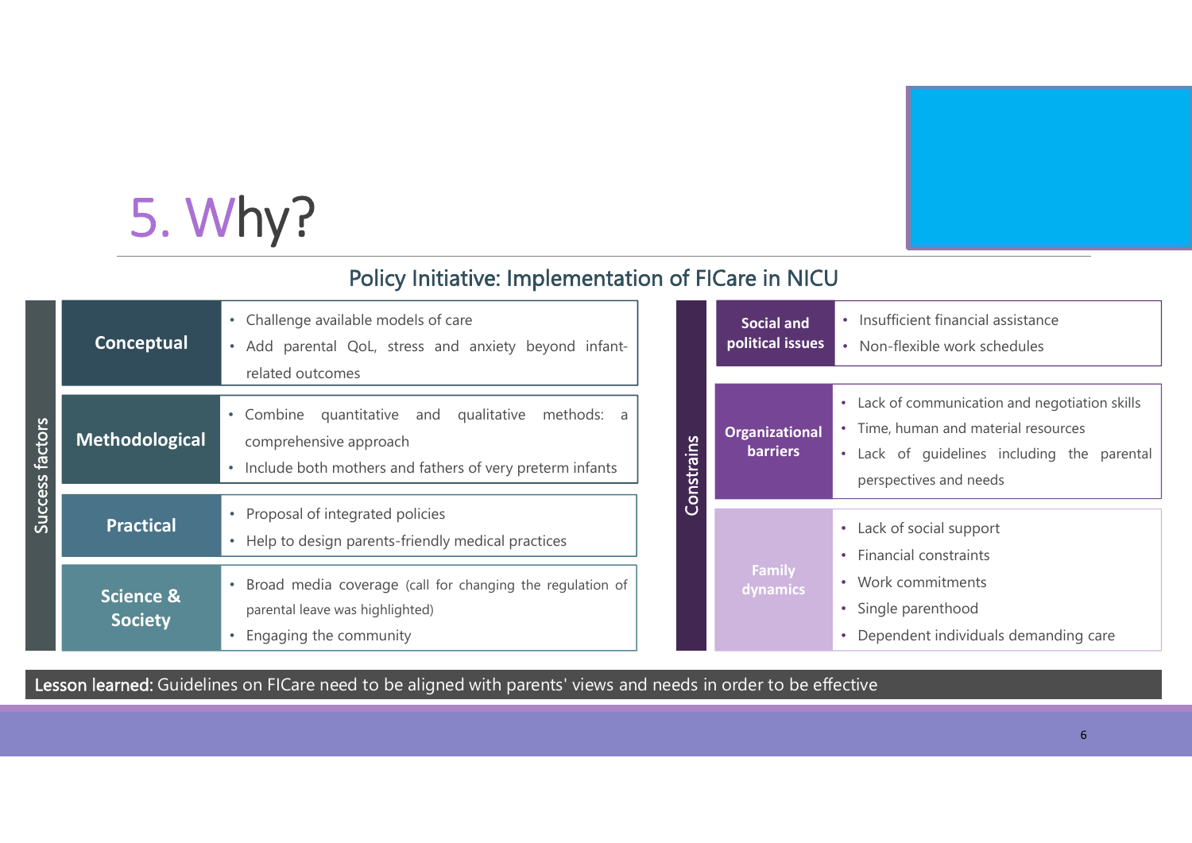# 5. Why?

## Policy Initiative: Implementation of FICare in NICU

**Success factors**

| Factor | Details |
|---|---|
| **Conceptual** | • Challenge available models of care<br>• Add parental QoL, stress and anxiety beyond infant-related outcomes |
| **Methodological** | • Combine quantitative and qualitative methods: a comprehensive approach<br>• Include both mothers and fathers of very preterm infants |
| **Practical** | • Proposal of integrated policies<br>• Help to design parents-friendly medical practices |
| **Science & Society** | • Broad media coverage (call for changing the regulation of parental leave was highlighted)<br>• Engaging the community |

**Constrains**

| Constraint | Details |
|---|---|
| **Social and political issues** | • Insufficient financial assistance<br>• Non-flexible work schedules |
| **Organizational barriers** | • Lack of communication and negotiation skills<br>• Time, human and material resources<br>• Lack of guidelines including the parental perspectives and needs |
| **Family dynamics** | • Lack of social support<br>• Financial constraints<br>• Work commitments<br>• Single parenthood<br>• Dependent individuals demanding care |

**Lesson learned:** Guidelines on FICare need to be aligned with parents' views and needs in order to be effective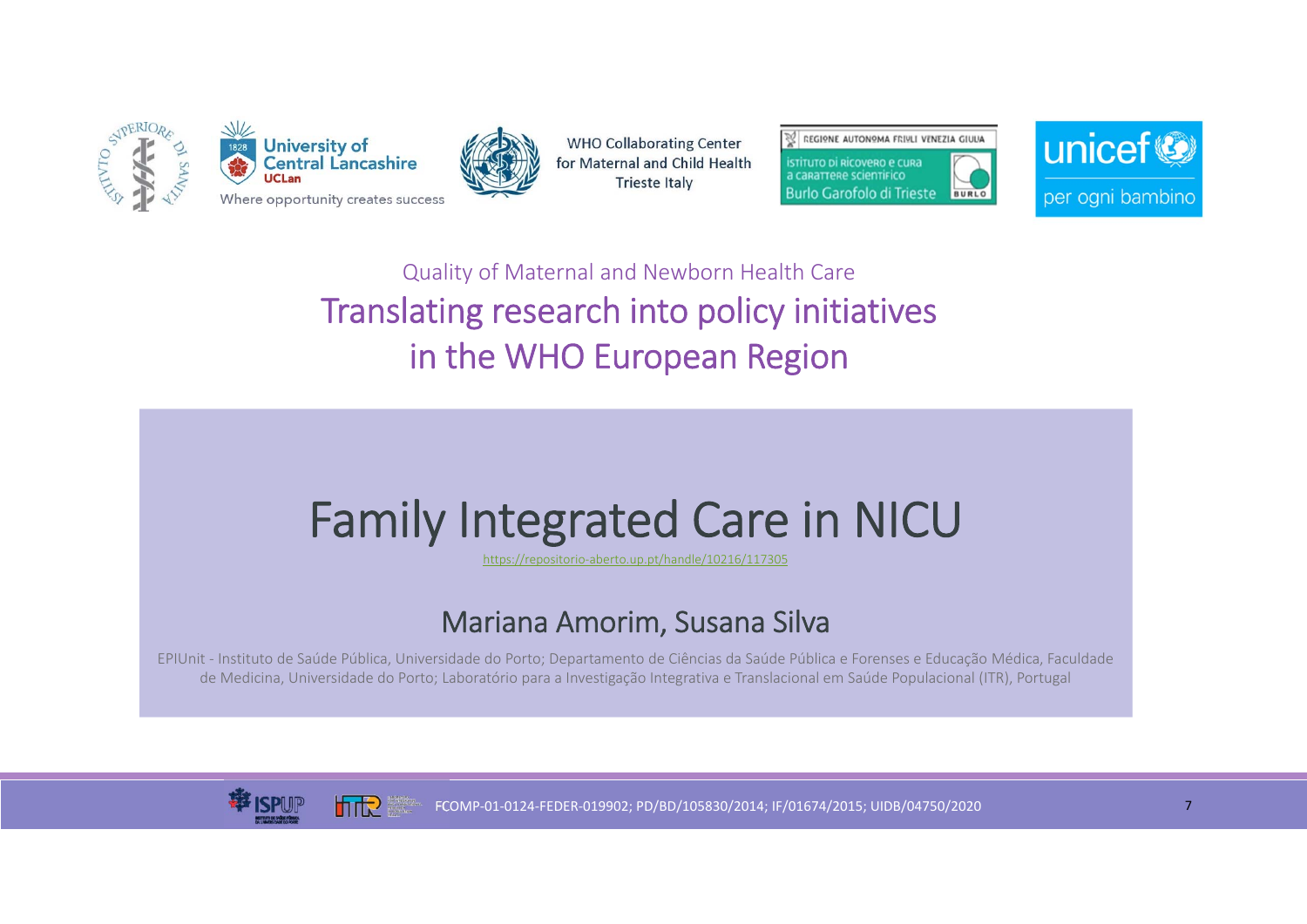WHO Collaborating Center for Maternal and Child Health Trieste Italy

Quality of Maternal and Newborn Health Care

# Translating research into policy initiatives in the WHO European Region

# Family Integrated Care in NICU

https://repositorio-aberto.up.pt/handle/10216/117305

## Mariana Amorim, Susana Silva

EPIUnit - Instituto de Saúde Pública, Universidade do Porto; Departamento de Ciências da Saúde Pública e Forenses e Educação Médica, Faculdade de Medicina, Universidade do Porto; Laboratório para a Investigação Integrativa e Translacional em Saúde Populacional (ITR), Portugal

FCOMP-01-0124-FEDER-019902; PD/BD/105830/2014; IF/01674/2015; UIDB/04750/2020